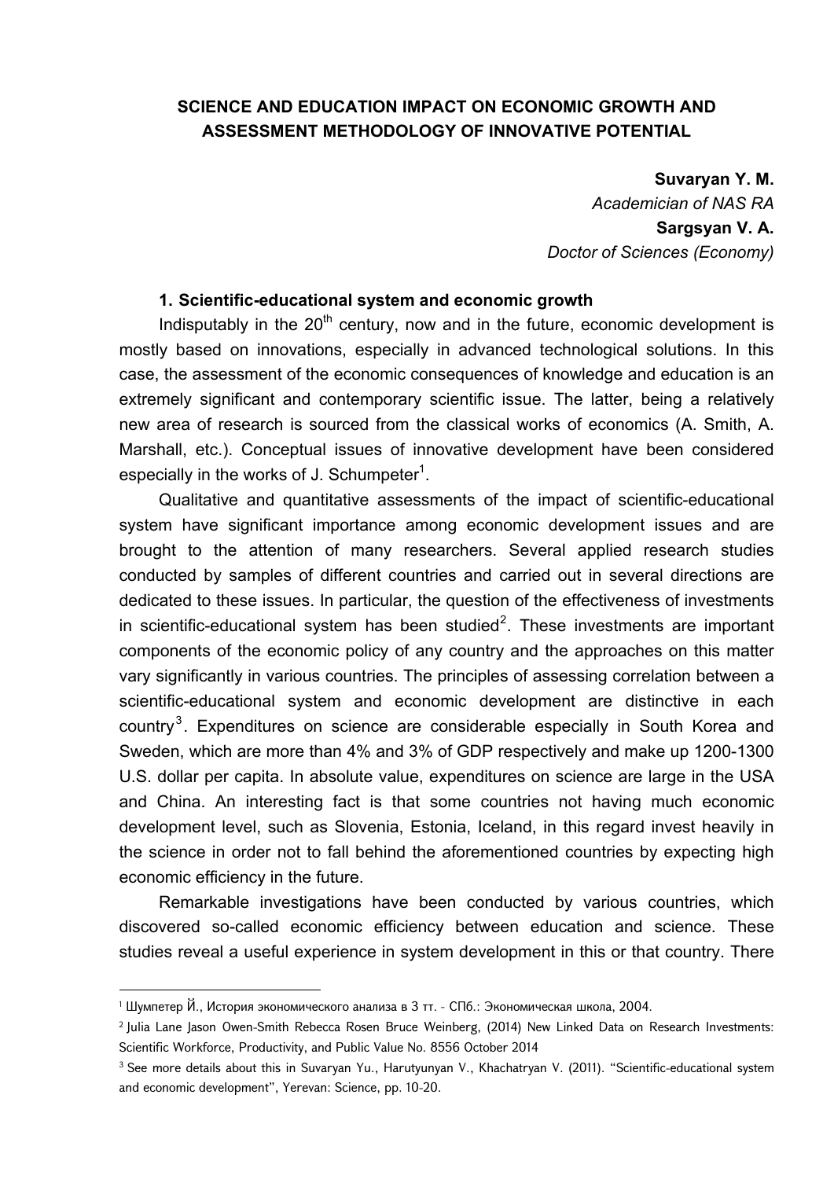# SCIENCE AND EDUCATION IMPACT ON ECONOMIC GROWTH AND ASSESSMENT METHODOLOGY OF INNOVATIVE POTENTIAL

**Suvaryan Y. M.**
*Academician of NAS RA*
**Sargsyan V. A.**
*Doctor of Sciences (Economy)*

## 1. Scientific-educational system and economic growth

Indisputably in the $20^{th}$ century, now and in the future, economic development is mostly based on innovations, especially in advanced technological solutions. In this case, the assessment of the economic consequences of knowledge and education is an extremely significant and contemporary scientific issue. The latter, being a relatively new area of research is sourced from the classical works of economics (A. Smith, A. Marshall, etc.). Conceptual issues of innovative development have been considered especially in the works of J. Schumpeter[1].

Qualitative and quantitative assessments of the impact of scientific-educational system have significant importance among economic development issues and are brought to the attention of many researchers. Several applied research studies conducted by samples of different countries and carried out in several directions are dedicated to these issues. In particular, the question of the effectiveness of investments in scientific-educational system has been studied[2]. These investments are important components of the economic policy of any country and the approaches on this matter vary significantly in various countries. The principles of assessing correlation between a scientific-educational system and economic development are distinctive in each country[3]. Expenditures on science are considerable especially in South Korea and Sweden, which are more than 4% and 3% of GDP respectively and make up 1200-1300 U.S. dollar per capita. In absolute value, expenditures on science are large in the USA and China. An interesting fact is that some countries not having much economic development level, such as Slovenia, Estonia, Iceland, in this regard invest heavily in the science in order not to fall behind the aforementioned countries by expecting high economic efficiency in the future.

Remarkable investigations have been conducted by various countries, which discovered so-called economic efficiency between education and science. These studies reveal a useful experience in system development in this or that country. There

---

[1] Шумпетер Й., История экономического анализа в 3 тт. - СПб.: Экономическая школа, 2004.

[2] Julia Lane Jason Owen-Smith Rebecca Rosen Bruce Weinberg, (2014) New Linked Data on Research Investments: Scientific Workforce, Productivity, and Public Value No. 8556 October 2014

[3] See more details about this in Suvaryan Yu., Harutyunyan V., Khachatryan V. (2011). "Scientific-educational system and economic development", Yerevan: Science, pp. 10-20.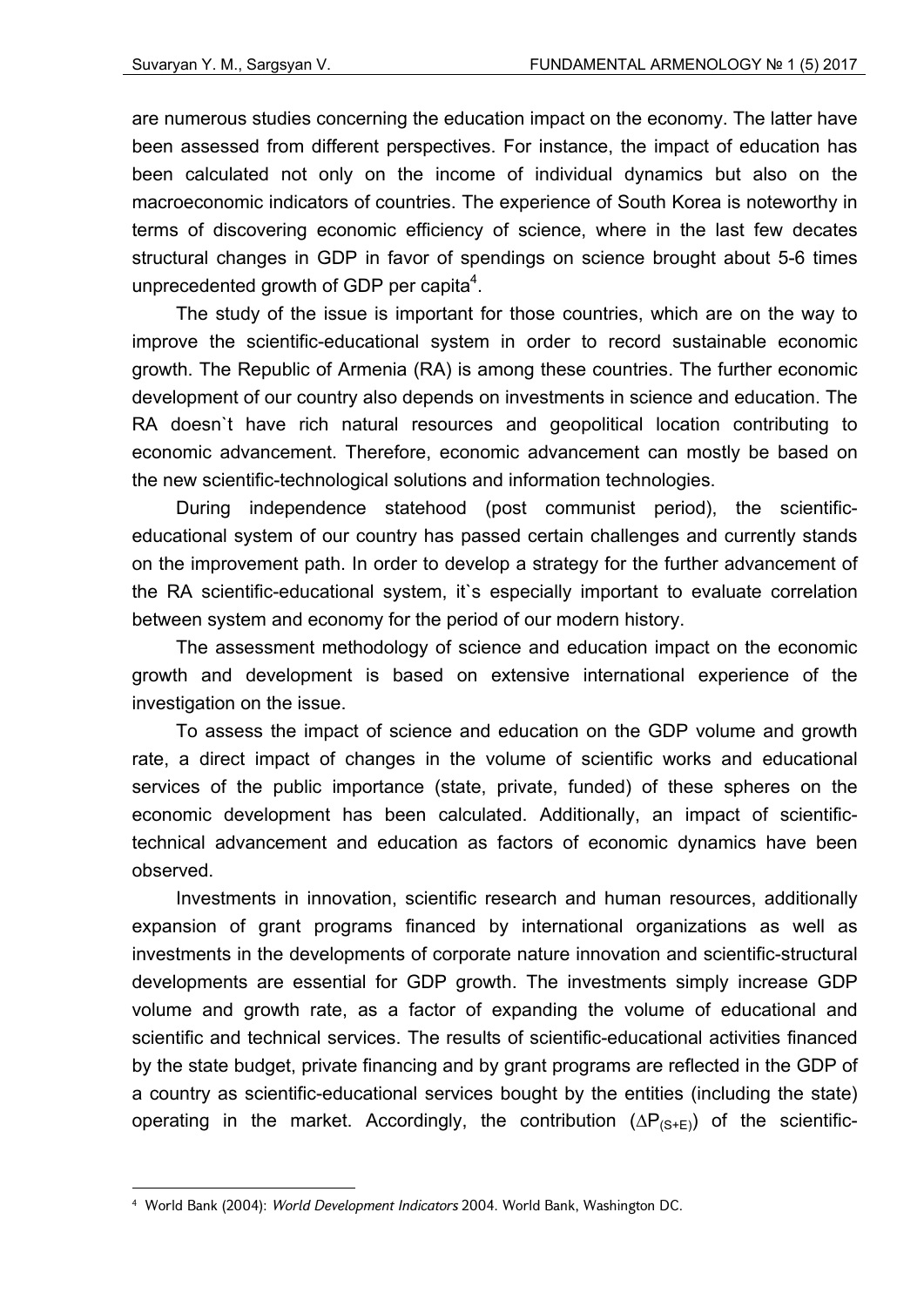are numerous studies concerning the education impact on the economy. The latter have been assessed from different perspectives. For instance, the impact of education has been calculated not only on the income of individual dynamics but also on the macroeconomic indicators of countries. The experience of South Korea is noteworthy in terms of discovering economic efficiency of science, where in the last few decates structural changes in GDP in favor of spendings on science brought about 5-6 times unprecedented growth of GDP per capita[4].

The study of the issue is important for those countries, which are on the way to improve the scientific-educational system in order to record sustainable economic growth. The Republic of Armenia (RA) is among these countries. The further economic development of our country also depends on investments in science and education. The RA doesn`t have rich natural resources and geopolitical location contributing to economic advancement. Therefore, economic advancement can mostly be based on the new scientific-technological solutions and information technologies.

During independence statehood (post communist period), the scientific-educational system of our country has passed certain challenges and currently stands on the improvement path. In order to develop a strategy for the further advancement of the RA scientific-educational system, it`s especially important to evaluate correlation between system and economy for the period of our modern history.

The assessment methodology of science and education impact on the economic growth and development is based on extensive international experience of the investigation on the issue.

To assess the impact of science and education on the GDP volume and growth rate, a direct impact of changes in the volume of scientific works and educational services of the public importance (state, private, funded) of these spheres on the economic development has been calculated. Additionally, an impact of scientific-technical advancement and education as factors of economic dynamics have been observed.

Investments in innovation, scientific research and human resources, additionally expansion of grant programs financed by international organizations as well as investments in the developments of corporate nature innovation and scientific-structural developments are essential for GDP growth. The investments simply increase GDP volume and growth rate, as a factor of expanding the volume of educational and scientific and technical services. The results of scientific-educational activities financed by the state budget, private financing and by grant programs are reflected in the GDP of a country as scientific-educational services bought by the entities (including the state) operating in the market. Accordingly, the contribution ($\Delta P_{(S+E)}$) of the scientific-

---

[4] World Bank (2004): *World Development Indicators* 2004. World Bank, Washington DC.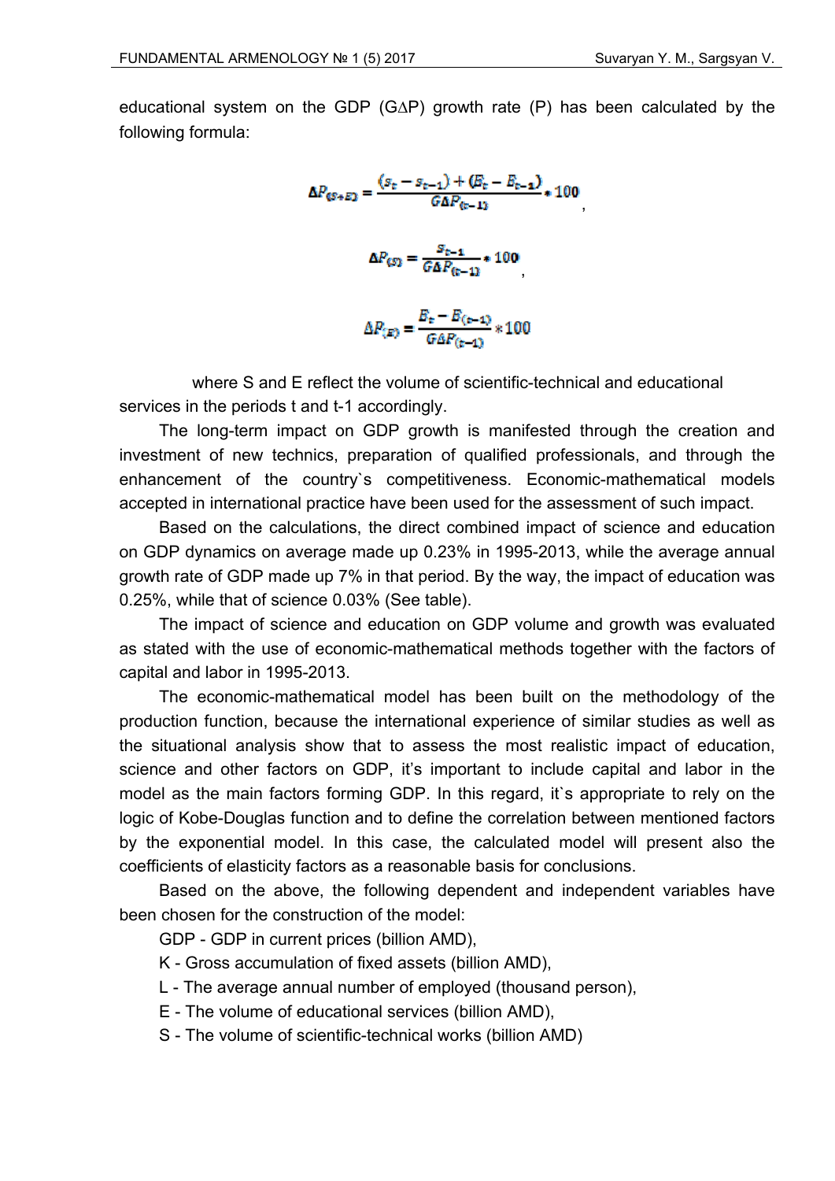educational system on the GDP (G∆P) growth rate (P) has been calculated by the following formula:

$$\Delta P_{(S+E)} = \frac{(S_t - S_{t-1}) + (E_t - E_{t-1})}{G\Delta P_{(t-1)}} * 100,$$

$$\Delta P_{(S)} = \frac{S_{t-1}}{G\Delta P_{(t-1)}} * 100,$$

$$\Delta P_{(E)} = \frac{E_t - E_{(t-1)}}{G\Delta P_{(t-1)}} * 100$$

where S and E reflect the volume of scientific-technical and educational services in the periods t and t-1 accordingly.

The long-term impact on GDP growth is manifested through the creation and investment of new technics, preparation of qualified professionals, and through the enhancement of the country`s competitiveness. Economic-mathematical models accepted in international practice have been used for the assessment of such impact.

Based on the calculations, the direct combined impact of science and education on GDP dynamics on average made up 0.23% in 1995-2013, while the average annual growth rate of GDP made up 7% in that period. By the way, the impact of education was 0.25%, while that of science 0.03% (See table).

The impact of science and education on GDP volume and growth was evaluated as stated with the use of economic-mathematical methods together with the factors of capital and labor in 1995-2013.

The economic-mathematical model has been built on the methodology of the production function, because the international experience of similar studies as well as the situational analysis show that to assess the most realistic impact of education, science and other factors on GDP, it's important to include capital and labor in the model as the main factors forming GDP. In this regard, it`s appropriate to rely on the logic of Kobe-Douglas function and to define the correlation between mentioned factors by the exponential model. In this case, the calculated model will present also the coefficients of elasticity factors as a reasonable basis for conclusions.

Based on the above, the following dependent and independent variables have been chosen for the construction of the model:

GDP - GDP in current prices (billion AMD),

K - Gross accumulation of fixed assets (billion AMD),

L - The average annual number of employed (thousand person),

E - The volume of educational services (billion AMD),

S - The volume of scientific-technical works (billion AMD)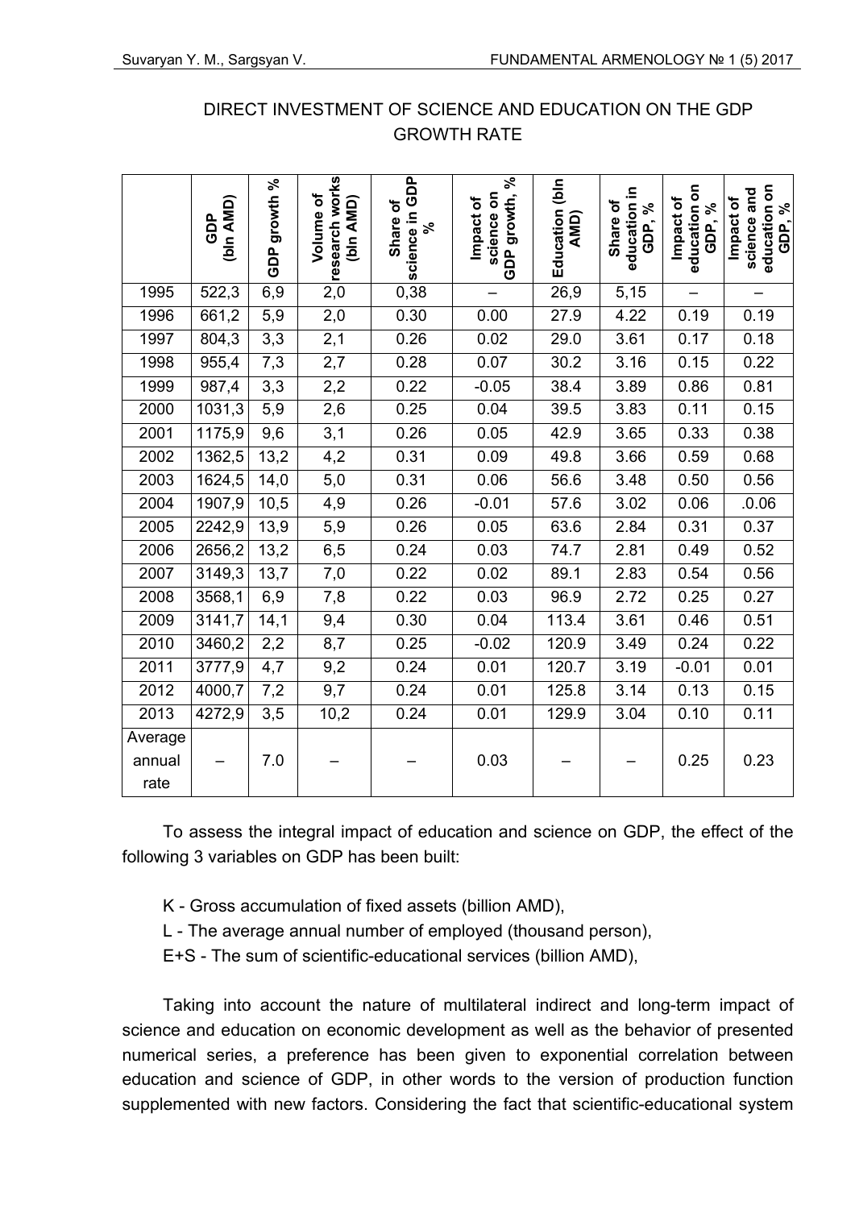DIRECT INVESTMENT OF SCIENCE AND EDUCATION ON THE GDP GROWTH RATE

| | GDP (bln AMD) | GDP growth % | Volume of research works (bln AMD) | Share of science in GDP % | Impact of science on GDP growth, % | Education (bln AMD) | Share of education in GDP, % | Impact of education on GDP, % | Impact of science and education on GDP, % |
|---|---|---|---|---|---|---|---|---|---|
| 1995 | 522,3 | 6,9 | 2,0 | 0,38 | – | 26,9 | 5,15 | – | – |
| 1996 | 661,2 | 5,9 | 2,0 | 0.30 | 0.00 | 27.9 | 4.22 | 0.19 | 0.19 |
| 1997 | 804,3 | 3,3 | 2,1 | 0.26 | 0.02 | 29.0 | 3.61 | 0.17 | 0.18 |
| 1998 | 955,4 | 7,3 | 2,7 | 0.28 | 0.07 | 30.2 | 3.16 | 0.15 | 0.22 |
| 1999 | 987,4 | 3,3 | 2,2 | 0.22 | -0.05 | 38.4 | 3.89 | 0.86 | 0.81 |
| 2000 | 1031,3 | 5,9 | 2,6 | 0.25 | 0.04 | 39.5 | 3.83 | 0.11 | 0.15 |
| 2001 | 1175,9 | 9,6 | 3,1 | 0.26 | 0.05 | 42.9 | 3.65 | 0.33 | 0.38 |
| 2002 | 1362,5 | 13,2 | 4,2 | 0.31 | 0.09 | 49.8 | 3.66 | 0.59 | 0.68 |
| 2003 | 1624,5 | 14,0 | 5,0 | 0.31 | 0.06 | 56.6 | 3.48 | 0.50 | 0.56 |
| 2004 | 1907,9 | 10,5 | 4,9 | 0.26 | -0.01 | 57.6 | 3.02 | 0.06 | .0.06 |
| 2005 | 2242,9 | 13,9 | 5,9 | 0.26 | 0.05 | 63.6 | 2.84 | 0.31 | 0.37 |
| 2006 | 2656,2 | 13,2 | 6,5 | 0.24 | 0.03 | 74.7 | 2.81 | 0.49 | 0.52 |
| 2007 | 3149,3 | 13,7 | 7,0 | 0.22 | 0.02 | 89.1 | 2.83 | 0.54 | 0.56 |
| 2008 | 3568,1 | 6,9 | 7,8 | 0.22 | 0.03 | 96.9 | 2.72 | 0.25 | 0.27 |
| 2009 | 3141,7 | 14,1 | 9,4 | 0.30 | 0.04 | 113.4 | 3.61 | 0.46 | 0.51 |
| 2010 | 3460,2 | 2,2 | 8,7 | 0.25 | -0.02 | 120.9 | 3.49 | 0.24 | 0.22 |
| 2011 | 3777,9 | 4,7 | 9,2 | 0.24 | 0.01 | 120.7 | 3.19 | -0.01 | 0.01 |
| 2012 | 4000,7 | 7,2 | 9,7 | 0.24 | 0.01 | 125.8 | 3.14 | 0.13 | 0.15 |
| 2013 | 4272,9 | 3,5 | 10,2 | 0.24 | 0.01 | 129.9 | 3.04 | 0.10 | 0.11 |
| Average annual rate | – | 7.0 | – | – | 0.03 | – | – | 0.25 | 0.23 |

To assess the integral impact of education and science on GDP, the effect of the following 3 variables on GDP has been built:

K - Gross accumulation of fixed assets (billion AMD),

L - The average annual number of employed (thousand person),

E+S - The sum of scientific-educational services (billion AMD),

Taking into account the nature of multilateral indirect and long-term impact of science and education on economic development as well as the behavior of presented numerical series, a preference has been given to exponential correlation between education and science of GDP, in other words to the version of production function supplemented with new factors. Considering the fact that scientific-educational system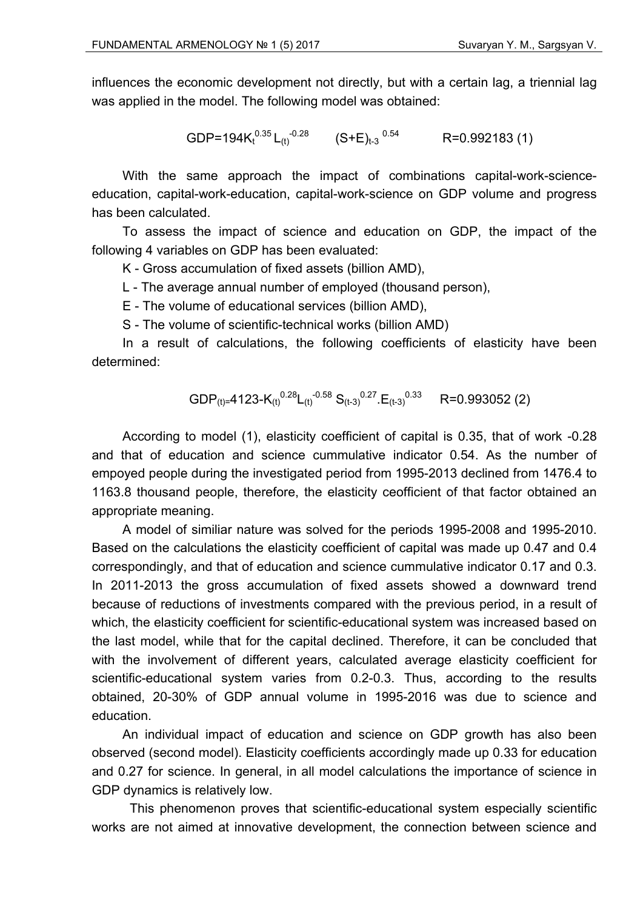influences the economic development not directly, but with a certain lag, a triennial lag was applied in the model. The following model was obtained:

$$GDP=194K_t^{0.35} L_{(t)}^{-0.28} \quad (S+E)_{t-3}^{\ 0.54} \qquad R=0.992183 \ (1)$$

With the same approach the impact of combinations capital-work-science-education, capital-work-education, capital-work-science on GDP volume and progress has been calculated.

To assess the impact of science and education on GDP, the impact of the following 4 variables on GDP has been evaluated:

K - Gross accumulation of fixed assets (billion AMD),

L - The average annual number of employed (thousand person),

E - The volume of educational services (billion AMD),

S - The volume of scientific-technical works (billion AMD)

In a result of calculations, the following coefficients of elasticity have been determined:

$$GDP_{(t)=}4123\text{-}K_{(t)}^{0.28} L_{(t)}^{-0.58}\ S_{(t-3)}^{0.27}.E_{(t-3)}^{0.33} \qquad R=0.993052 \ (2)$$

According to model (1), elasticity coefficient of capital is 0.35, that of work -0.28 and that of education and science cummulative indicator 0.54. As the number of empoyed people during the investigated period from 1995-2013 declined from 1476.4 to 1163.8 thousand people, therefore, the elasticity ceofficient of that factor obtained an appropriate meaning.

A model of similiar nature was solved for the periods 1995-2008 and 1995-2010. Based on the calculations the elasticity coefficient of capital was made up 0.47 and 0.4 correspondingly, and that of education and science cummulative indicator 0.17 and 0.3. In 2011-2013 the gross accumulation of fixed assets showed a downward trend because of reductions of investments compared with the previous period, in a result of which, the elasticity coefficient for scientific-educational system was increased based on the last model, while that for the capital declined. Therefore, it can be concluded that with the involvement of different years, calculated average elasticity coefficient for scientific-educational system varies from 0.2-0.3. Thus, according to the results obtained, 20-30% of GDP annual volume in 1995-2016 was due to science and education.

An individual impact of education and science on GDP growth has also been observed (second model). Elasticity coefficients accordingly made up 0.33 for education and 0.27 for science. In general, in all model calculations the importance of science in GDP dynamics is relatively low.

This phenomenon proves that scientific-educational system especially scientific works are not aimed at innovative development, the connection between science and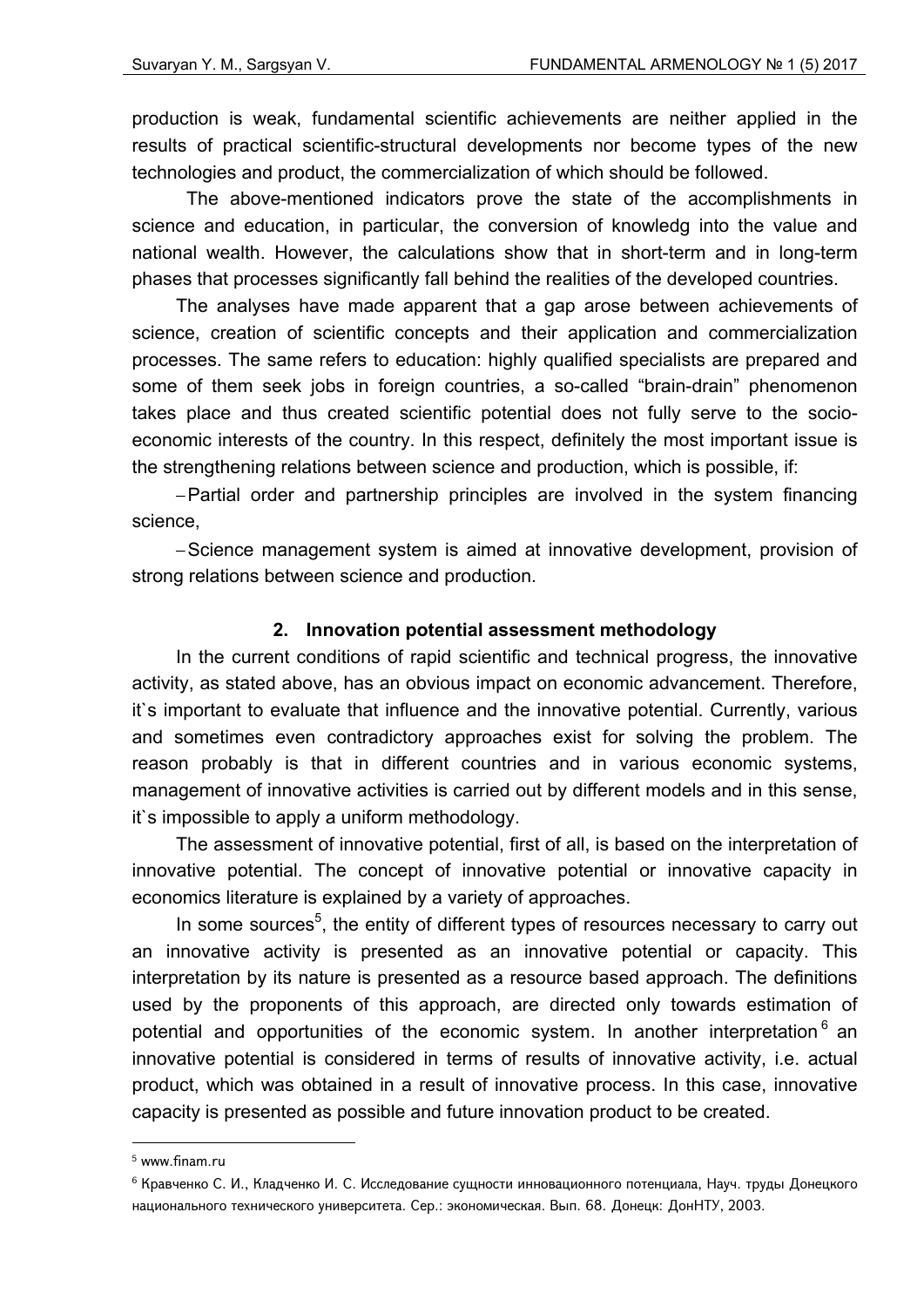production is weak, fundamental scientific achievements are neither applied in the results of practical scientific-structural developments nor become types of the new technologies and product, the commercialization of which should be followed.

The above-mentioned indicators prove the state of the accomplishments in science and education, in particular, the conversion of knowledg into the value and national wealth. However, the calculations show that in short-term and in long-term phases that processes significantly fall behind the realities of the developed countries.

The analyses have made apparent that a gap arose between achievements of science, creation of scientific concepts and their application and commercialization processes. The same refers to education: highly qualified specialists are prepared and some of them seek jobs in foreign countries, a so-called “brain-drain” phenomenon takes place and thus created scientific potential does not fully serve to the socio-economic interests of the country. In this respect, definitely the most important issue is the strengthening relations between science and production, which is possible, if:

- Partial order and partnership principles are involved in the system financing science,
- Science management system is aimed at innovative development, provision of strong relations between science and production.

## 2. Innovation potential assessment methodology

In the current conditions of rapid scientific and technical progress, the innovative activity, as stated above, has an obvious impact on economic advancement. Therefore, it`s important to evaluate that influence and the innovative potential. Currently, various and sometimes even contradictory approaches exist for solving the problem. The reason probably is that in different countries and in various economic systems, management of innovative activities is carried out by different models and in this sense, it`s impossible to apply a uniform methodology.

The assessment of innovative potential, first of all, is based on the interpretation of innovative potential. The concept of innovative potential or innovative capacity in economics literature is explained by a variety of approaches.

In some sources[5], the entity of different types of resources necessary to carry out an innovative activity is presented as an innovative potential or capacity. This interpretation by its nature is presented as a resource based approach. The definitions used by the proponents of this approach, are directed only towards estimation of potential and opportunities of the economic system. In another interpretation[6] an innovative potential is considered in terms of results of innovative activity, i.e. actual product, which was obtained in a result of innovative process. In this case, innovative capacity is presented as possible and future innovation product to be created.

---

[5] www.finam.ru

[6] Кравченко С. И., Кладченко И. С. Исследование сущности инновационного потенциала, Науч. труды Донецкого национального технического университета. Сер.: экономическая. Вып. 68. Донецк: ДонНТУ, 2003.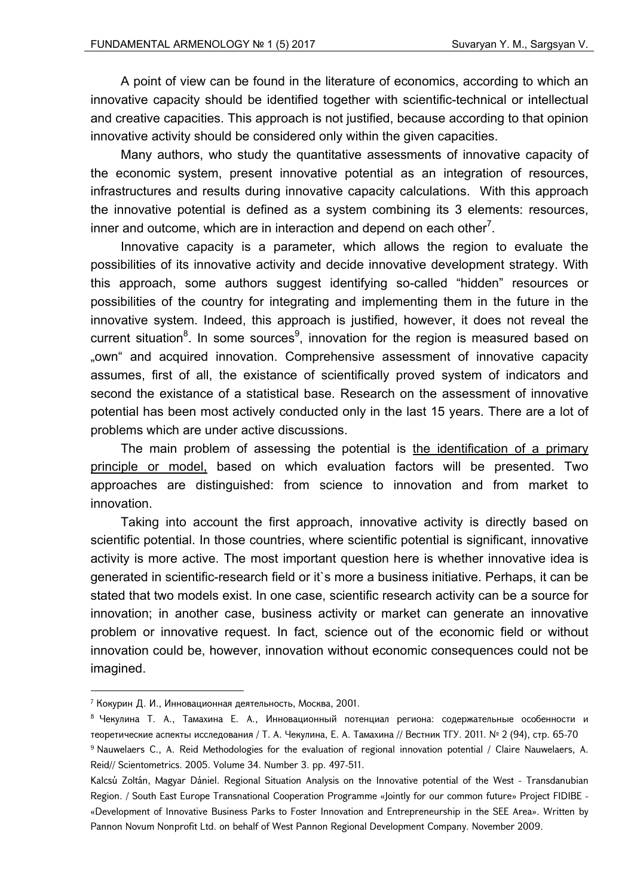A point of view can be found in the literature of economics, according to which an innovative capacity should be identified together with scientific-technical or intellectual and creative capacities. This approach is not justified, because according to that opinion innovative activity should be considered only within the given capacities.

Many authors, who study the quantitative assessments of innovative capacity of the economic system, present innovative potential as an integration of resources, infrastructures and results during innovative capacity calculations. With this approach the innovative potential is defined as a system combining its 3 elements: resources, inner and outcome, which are in interaction and depend on each other[7].

Innovative capacity is a parameter, which allows the region to evaluate the possibilities of its innovative activity and decide innovative development strategy. With this approach, some authors suggest identifying so-called "hidden" resources or possibilities of the country for integrating and implementing them in the future in the innovative system. Indeed, this approach is justified, however, it does not reveal the current situation[8]. In some sources[9], innovation for the region is measured based on „own" and acquired innovation. Comprehensive assessment of innovative capacity assumes, first of all, the existance of scientifically proved system of indicators and second the existance of a statistical base. Research on the assessment of innovative potential has been most actively conducted only in the last 15 years. There are a lot of problems which are under active discussions.

The main problem of assessing the potential is <u>the identification of a primary principle or model,</u> based on which evaluation factors will be presented. Two approaches are distinguished: from science to innovation and from market to innovation.

Taking into account the first approach, innovative activity is directly based on scientific potential. In those countries, where scientific potential is significant, innovative activity is more active. The most important question here is whether innovative idea is generated in scientific-research field or it`s more a business initiative. Perhaps, it can be stated that two models exist. In one case, scientific research activity can be a source for innovation; in another case, business activity or market can generate an innovative problem or innovative request. In fact, science out of the economic field or without innovation could be, however, innovation without economic consequences could not be imagined.

---

[7] Кокурин Д. И., Инновационная деятельность, Москва, 2001.

[8] Чекулина Т. А., Тамахина Е. А., Инновационный потенциал региона: содержательные особенности и теоретические аспекты исследования / Т. А. Чекулина, Е. А. Тамахина // Вестник ТГУ. 2011. № 2 (94), стр. 65-70

[9] Nauwelaers C., A. Reid Methodologies for the evaluation of regional innovation potential / Claire Nauwelaers, A. Reid// Scientometrics. 2005. Volume 34. Number 3. pp. 497-511.

Kalcsú Zoltán, Magyar Dániel. Regional Situation Analysis on the Innovative potential of the West - Transdanubian Region. / South East Europe Transnational Cooperation Programme «Jointly for our common future» Project FIDIBE - «Development of Innovative Business Parks to Foster Innovation and Entrepreneurship in the SEE Area». Written by Pannon Novum Nonprofit Ltd. on behalf of West Pannon Regional Development Company. November 2009.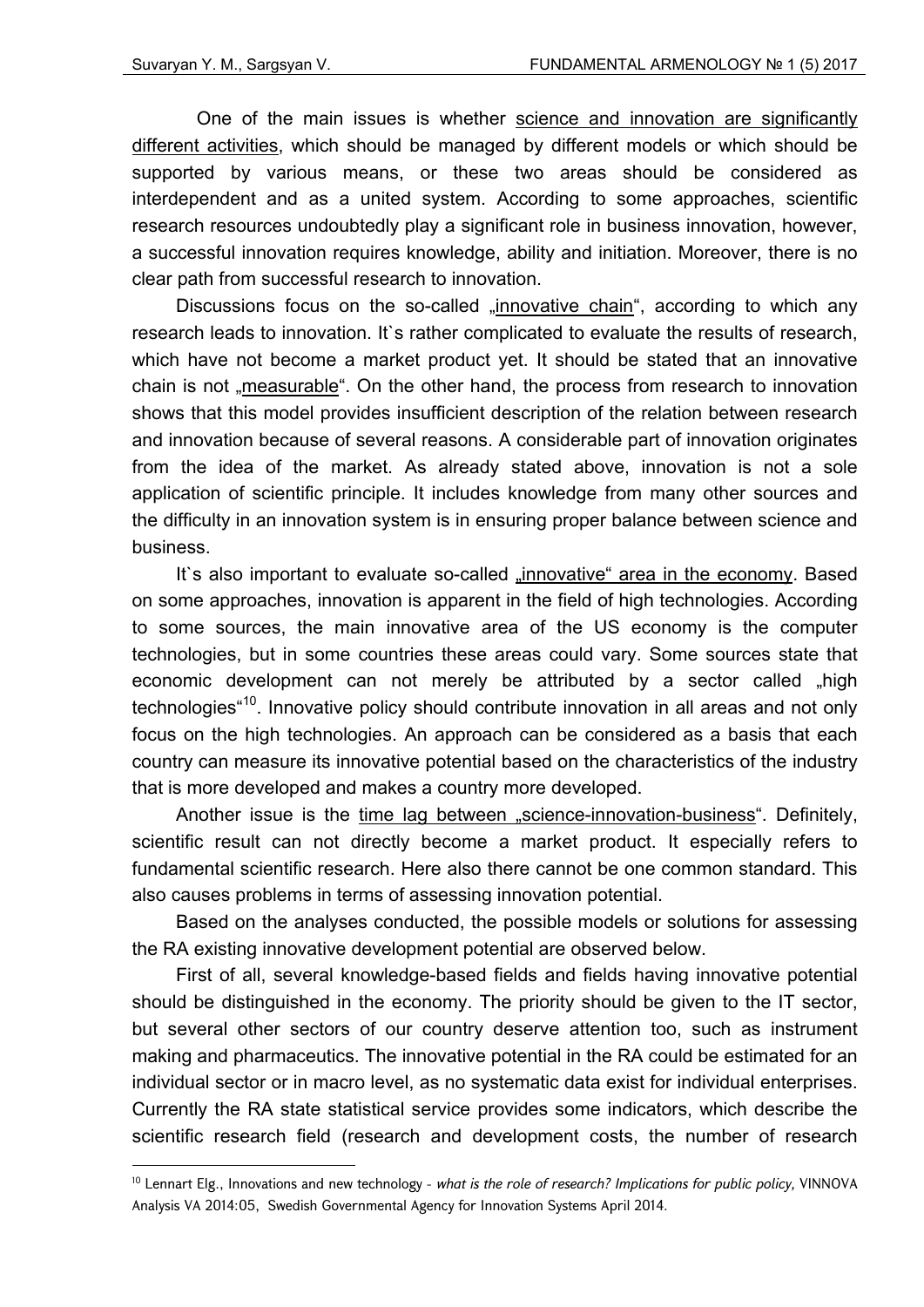One of the main issues is whether science and innovation are significantly different activities, which should be managed by different models or which should be supported by various means, or these two areas should be considered as interdependent and as a united system. According to some approaches, scientific research resources undoubtedly play a significant role in business innovation, however, a successful innovation requires knowledge, ability and initiation. Moreover, there is no clear path from successful research to innovation.

Discussions focus on the so-called „innovative chain", according to which any research leads to innovation. It`s rather complicated to evaluate the results of research, which have not become a market product yet. It should be stated that an innovative chain is not „measurable". On the other hand, the process from research to innovation shows that this model provides insufficient description of the relation between research and innovation because of several reasons. A considerable part of innovation originates from the idea of the market. As already stated above, innovation is not a sole application of scientific principle. It includes knowledge from many other sources and the difficulty in an innovation system is in ensuring proper balance between science and business.

It`s also important to evaluate so-called „innovative" area in the economy. Based on some approaches, innovation is apparent in the field of high technologies. According to some sources, the main innovative area of the US economy is the computer technologies, but in some countries these areas could vary. Some sources state that economic development can not merely be attributed by a sector called „high technologies"[10]. Innovative policy should contribute innovation in all areas and not only focus on the high technologies. An approach can be considered as a basis that each country can measure its innovative potential based on the characteristics of the industry that is more developed and makes a country more developed.

Another issue is the time lag between „science-innovation-business". Definitely, scientific result can not directly become a market product. It especially refers to fundamental scientific research. Here also there cannot be one common standard. This also causes problems in terms of assessing innovation potential.

Based on the analyses conducted, the possible models or solutions for assessing the RA existing innovative development potential are observed below.

First of all, several knowledge-based fields and fields having innovative potential should be distinguished in the economy. The priority should be given to the IT sector, but several other sectors of our country deserve attention too, such as instrument making and pharmaceutics. The innovative potential in the RA could be estimated for an individual sector or in macro level, as no systematic data exist for individual enterprises. Currently the RA state statistical service provides some indicators, which describe the scientific research field (research and development costs, the number of research

---

[10] Lennart Elg., Innovations and new technology - *what is the role of research? Implications for public policy,* VINNOVA Analysis VA 2014:05, Swedish Governmental Agency for Innovation Systems April 2014.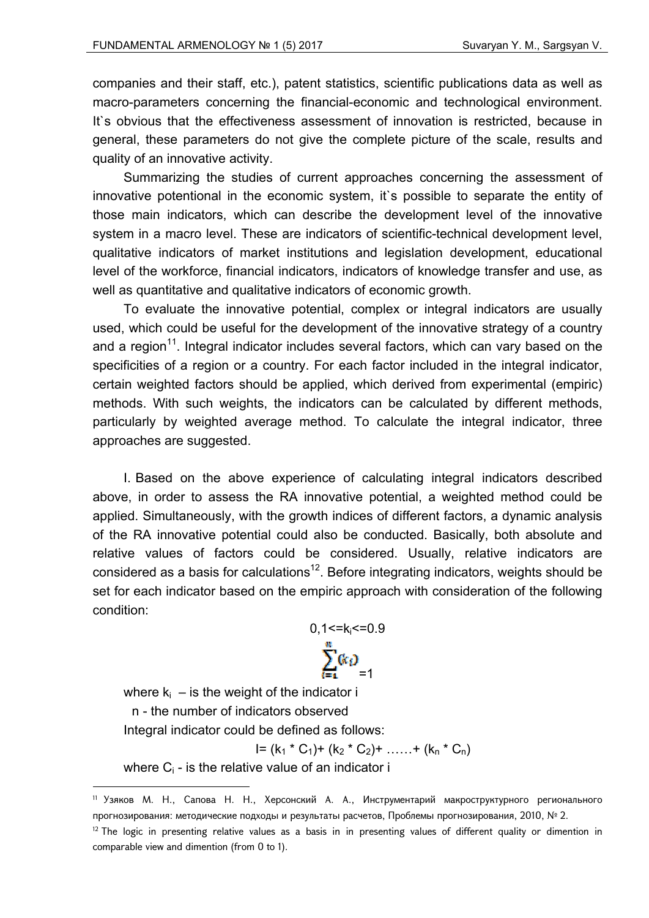companies and their staff, etc.), patent statistics, scientific publications data as well as macro-parameters concerning the financial-economic and technological environment. It`s obvious that the effectiveness assessment of innovation is restricted, because in general, these parameters do not give the complete picture of the scale, results and quality of an innovative activity.

Summarizing the studies of current approaches concerning the assessment of innovative potentional in the economic system, it`s possible to separate the entity of those main indicators, which can describe the development level of the innovative system in a macro level. These are indicators of scientific-technical development level, qualitative indicators of market institutions and legislation development, educational level of the workforce, financial indicators, indicators of knowledge transfer and use, as well as quantitative and qualitative indicators of economic growth.

To evaluate the innovative potential, complex or integral indicators are usually used, which could be useful for the development of the innovative strategy of a country and a region[11]. Integral indicator includes several factors, which can vary based on the specificities of a region or a country. For each factor included in the integral indicator, certain weighted factors should be applied, which derived from experimental (empiric) methods. With such weights, the indicators can be calculated by different methods, particularly by weighted average method. To calculate the integral indicator, three approaches are suggested.

I. Based on the above experience of calculating integral indicators described above, in order to assess the RA innovative potential, a weighted method could be applied. Simultaneously, with the growth indices of different factors, a dynamic analysis of the RA innovative potential could also be conducted. Basically, both absolute and relative values of factors could be considered. Usually, relative indicators are considered as a basis for calculations[12]. Before integrating indicators, weights should be set for each indicator based on the empiric approach with consideration of the following condition:

$$0,1 <= k_i <= 0.9$$

$$\sum_{i=1}^{n} (k_i) = 1$$

where $k_i$ – is the weight of the indicator i

n - the number of indicators observed

Integral indicator could be defined as follows:

$$I = (k_1 * C_1) + (k_2 * C_2) + \ldots\ldots + (k_n * C_n)$$

where $C_i$ - is the relative value of an indicator i

---

[11] Узяков М. Н., Сапова Н. Н., Херсонский А. А., Инструментарий макроструктурного регионального прогнозирования: методические подходы и результаты расчетов, Проблемы прогнозирования, 2010, № 2.

[12] The logic in presenting relative values as a basis in in presenting values of different quality or dimention in comparable view and dimention (from 0 to 1).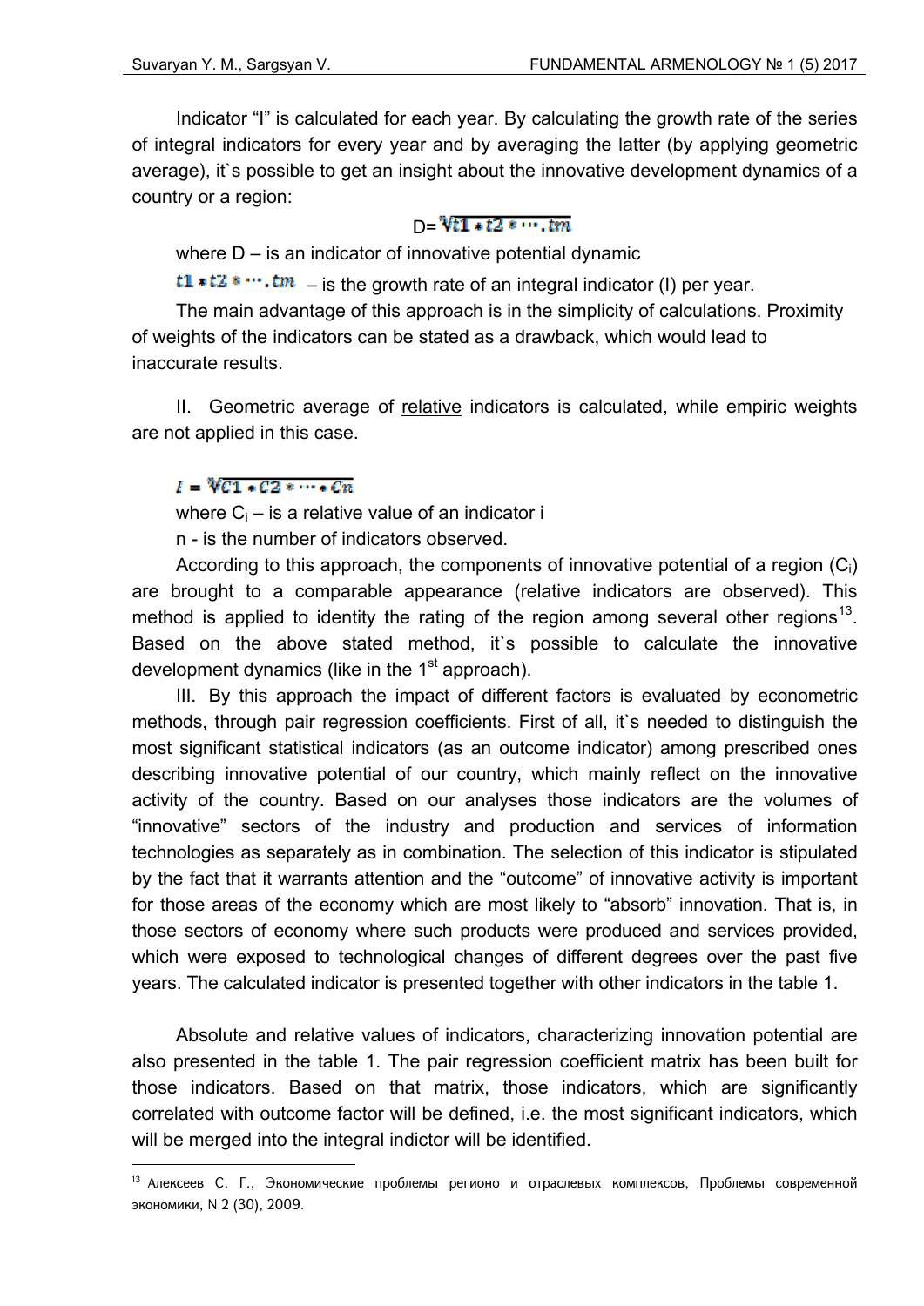Indicator “I” is calculated for each year. By calculating the growth rate of the series of integral indicators for every year and by averaging the latter (by applying geometric average), it`s possible to get an insight about the innovative development dynamics of a country or a region:

$$D = \sqrt[m]{t1 * t2 * \cdots . tm}$$

where D – is an indicator of innovative potential dynamic

$t1 * t2 * \cdots . tm$ – is the growth rate of an integral indicator (I) per year.

The main advantage of this approach is in the simplicity of calculations. Proximity of weights of the indicators can be stated as a drawback, which would lead to inaccurate results.

II. Geometric average of relative indicators is calculated, while empiric weights are not applied in this case.

$$I = \sqrt[n]{C1 * C2 * \cdots * Cn}$$

where $C_i$ – is a relative value of an indicator i

n - is the number of indicators observed.

According to this approach, the components of innovative potential of a region ($C_i$) are brought to a comparable appearance (relative indicators are observed). This method is applied to identity the rating of the region among several other regions[13]. Based on the above stated method, it`s possible to calculate the innovative development dynamics (like in the 1st approach).

III. By this approach the impact of different factors is evaluated by econometric methods, through pair regression coefficients. First of all, it`s needed to distinguish the most significant statistical indicators (as an outcome indicator) among prescribed ones describing innovative potential of our country, which mainly reflect on the innovative activity of the country. Based on our analyses those indicators are the volumes of “innovative” sectors of the industry and production and services of information technologies as separately as in combination. The selection of this indicator is stipulated by the fact that it warrants attention and the “outcome” of innovative activity is important for those areas of the economy which are most likely to “absorb” innovation. That is, in those sectors of economy where such products were produced and services provided, which were exposed to technological changes of different degrees over the past five years. The calculated indicator is presented together with other indicators in the table 1.

Absolute and relative values of indicators, characterizing innovation potential are also presented in the table 1. The pair regression coefficient matrix has been built for those indicators. Based on that matrix, those indicators, which are significantly correlated with outcome factor will be defined, i.e. the most significant indicators, which will be merged into the integral indictor will be identified.

---

[13] Алексеев С. Г., Экономические проблемы регионо и отраслевых комплексов, Проблемы современной экономики, N 2 (30), 2009.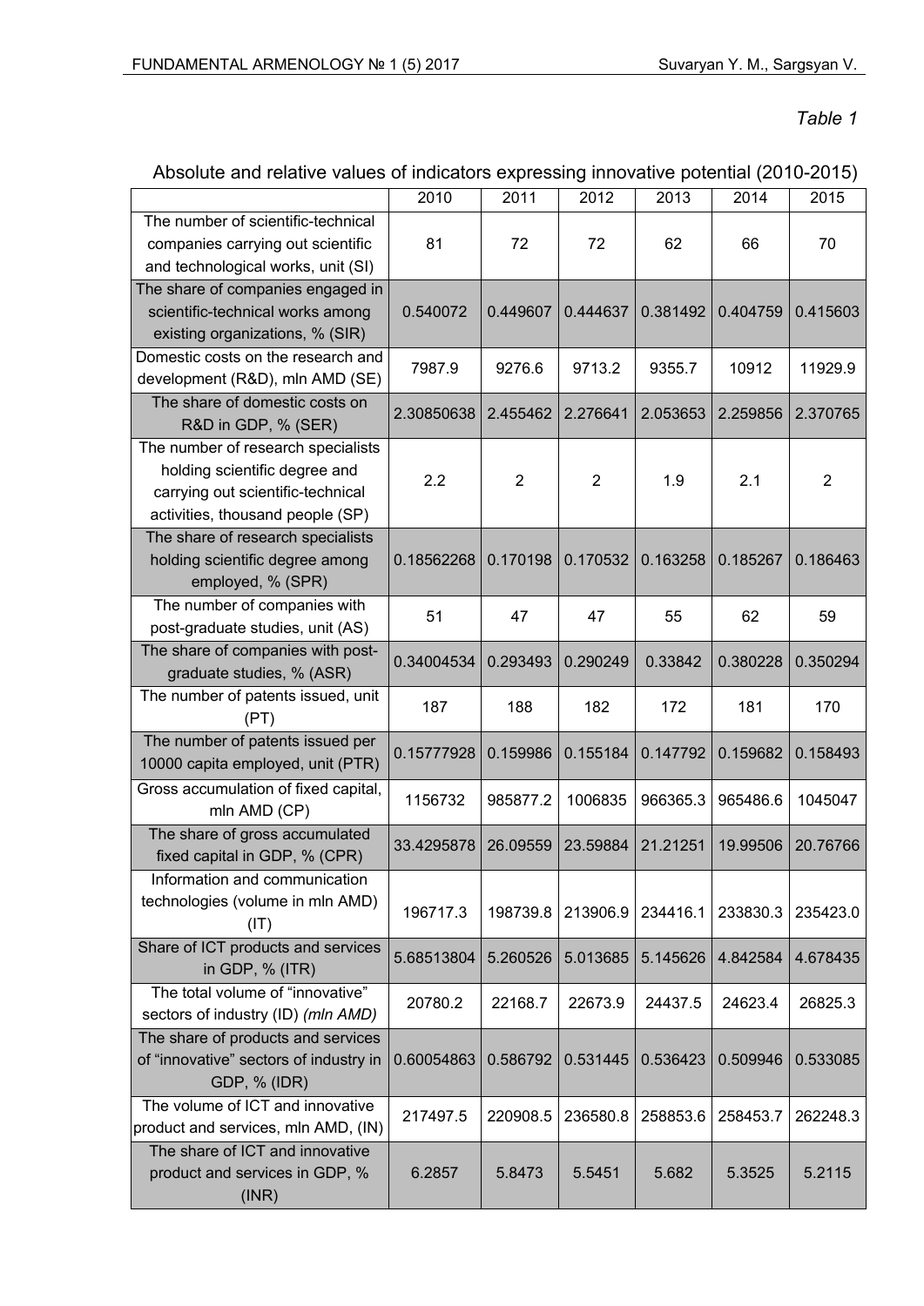*Table 1*

Absolute and relative values of indicators expressing innovative potential (2010-2015)

| | 2010 | 2011 | 2012 | 2013 | 2014 | 2015 |
|---|---|---|---|---|---|---|
| The number of scientific-technical companies carrying out scientific and technological works, unit (SI) | 81 | 72 | 72 | 62 | 66 | 70 |
| The share of companies engaged in scientific-technical works among existing organizations, % (SIR) | 0.540072 | 0.449607 | 0.444637 | 0.381492 | 0.404759 | 0.415603 |
| Domestic costs on the research and development (R&D), mln AMD (SE) | 7987.9 | 9276.6 | 9713.2 | 9355.7 | 10912 | 11929.9 |
| The share of domestic costs on R&D in GDP, % (SER) | 2.30850638 | 2.455462 | 2.276641 | 2.053653 | 2.259856 | 2.370765 |
| The number of research specialists holding scientific degree and carrying out scientific-technical activities, thousand people (SP) | 2.2 | 2 | 2 | 1.9 | 2.1 | 2 |
| The share of research specialists holding scientific degree among employed, % (SPR) | 0.18562268 | 0.170198 | 0.170532 | 0.163258 | 0.185267 | 0.186463 |
| The number of companies with post-graduate studies, unit (AS) | 51 | 47 | 47 | 55 | 62 | 59 |
| The share of companies with post-graduate studies, % (ASR) | 0.34004534 | 0.293493 | 0.290249 | 0.33842 | 0.380228 | 0.350294 |
| The number of patents issued, unit (PT) | 187 | 188 | 182 | 172 | 181 | 170 |
| The number of patents issued per 10000 capita employed, unit (PTR) | 0.15777928 | 0.159986 | 0.155184 | 0.147792 | 0.159682 | 0.158493 |
| Gross accumulation of fixed capital, mln AMD (CP) | 1156732 | 985877.2 | 1006835 | 966365.3 | 965486.6 | 1045047 |
| The share of gross accumulated fixed capital in GDP, % (CPR) | 33.4295878 | 26.09559 | 23.59884 | 21.21251 | 19.99506 | 20.76766 |
| Information and communication technologies (volume in mln AMD) (IT) | 196717.3 | 198739.8 | 213906.9 | 234416.1 | 233830.3 | 235423.0 |
| Share of ICT products and services in GDP, % (ITR) | 5.68513804 | 5.260526 | 5.013685 | 5.145626 | 4.842584 | 4.678435 |
| The total volume of "innovative" sectors of industry (ID) *(mln AMD)* | 20780.2 | 22168.7 | 22673.9 | 24437.5 | 24623.4 | 26825.3 |
| The share of products and services of "innovative" sectors of industry in GDP, % (IDR) | 0.60054863 | 0.586792 | 0.531445 | 0.536423 | 0.509946 | 0.533085 |
| The volume of ICT and innovative product and services, mln AMD, (IN) | 217497.5 | 220908.5 | 236580.8 | 258853.6 | 258453.7 | 262248.3 |
| The share of ICT and innovative product and services in GDP, % (INR) | 6.2857 | 5.8473 | 5.5451 | 5.682 | 5.3525 | 5.2115 |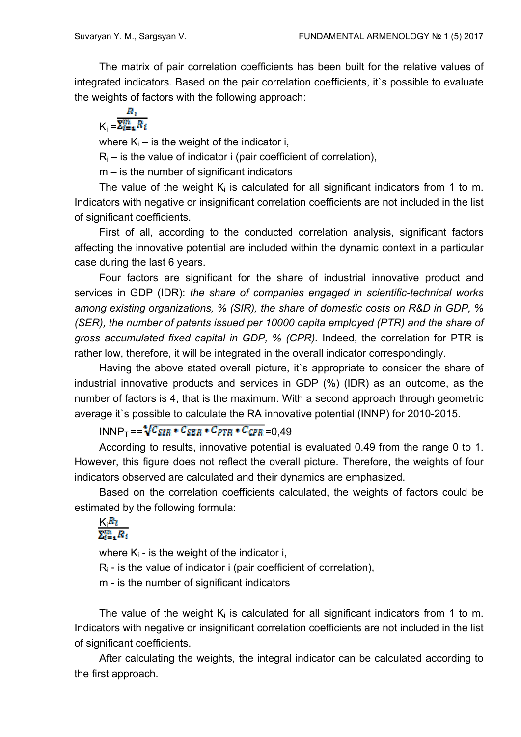The matrix of pair correlation coefficients has been built for the relative values of integrated indicators. Based on the pair correlation coefficients, it`s possible to evaluate the weights of factors with the following approach:

$$K_i = \frac{R_i}{\sum_{i=1}^{m} R_i}$$

where $K_i$ – is the weight of the indicator i,

$R_i$ – is the value of indicator i (pair coefficient of correlation),

m – is the number of significant indicators

The value of the weight $K_i$ is calculated for all significant indicators from 1 to m. Indicators with negative or insignificant correlation coefficients are not included in the list of significant coefficients.

First of all, according to the conducted correlation analysis, significant factors affecting the innovative potential are included within the dynamic context in a particular case during the last 6 years.

Four factors are significant for the share of industrial innovative product and services in GDP (IDR): *the share of companies engaged in scientific-technical works among existing organizations, % (SIR), the share of domestic costs on R&D in GDP, % (SER), the number of patents issued per 10000 capita employed (PTR) and the share of gross accumulated fixed capital in GDP, % (CPR).* Indeed, the correlation for PTR is rather low, therefore, it will be integrated in the overall indicator correspondingly.

Having the above stated overall picture, it`s appropriate to consider the share of industrial innovative products and services in GDP (%) (IDR) as an outcome, as the number of factors is 4, that is the maximum. With a second approach through geometric average it`s possible to calculate the RA innovative potential (INNP) for 2010-2015.

$$INNP_T == \sqrt[4]{C_{SIR} * C_{SER} * C_{PTR} * C_{CPR}} = 0{,}49$$

According to results, innovative potential is evaluated 0.49 from the range 0 to 1. However, this figure does not reflect the overall picture. Therefore, the weights of four indicators observed are calculated and their dynamics are emphasized.

Based on the correlation coefficients calculated, the weights of factors could be estimated by the following formula:

$$\frac{K_i R_i}{\sum_{i=1}^{m} R_i}$$

where $K_i$ - is the weight of the indicator i,

$R_i$ - is the value of indicator i (pair coefficient of correlation),

m - is the number of significant indicators

The value of the weight $K_i$ is calculated for all significant indicators from 1 to m. Indicators with negative or insignificant correlation coefficients are not included in the list of significant coefficients.

After calculating the weights, the integral indicator can be calculated according to the first approach.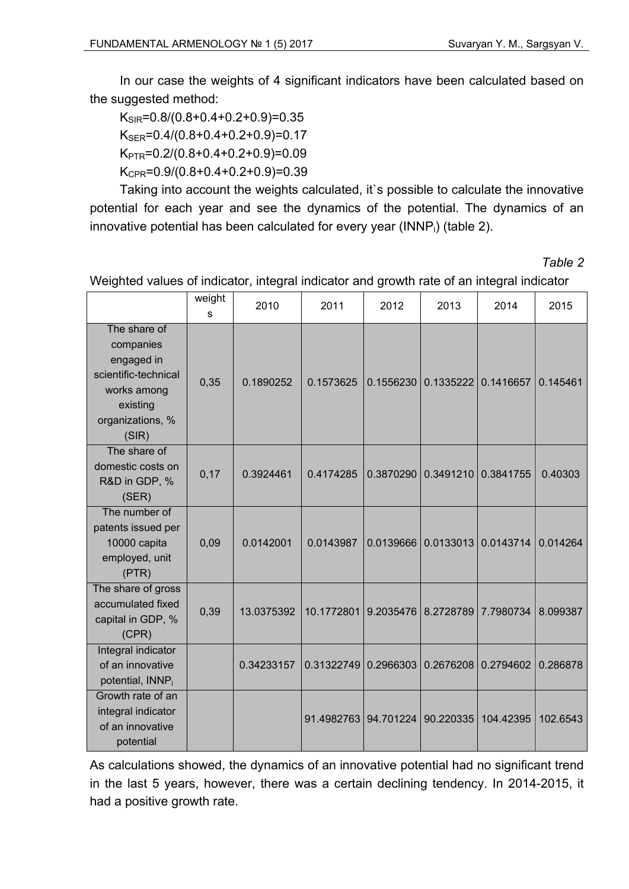In our case the weights of 4 significant indicators have been calculated based on the suggested method:

$K_{SIR}$=0.8/(0.8+0.4+0.2+0.9)=0.35

$K_{SER}$=0.4/(0.8+0.4+0.2+0.9)=0.17

$K_{PTR}$=0.2/(0.8+0.4+0.2+0.9)=0.09

$K_{CPR}$=0.9/(0.8+0.4+0.2+0.9)=0.39

Taking into account the weights calculated, it`s possible to calculate the innovative potential for each year and see the dynamics of the potential. The dynamics of an innovative potential has been calculated for every year ($INNP_i$) (table 2).

*Table 2*

Weighted values of indicator, integral indicator and growth rate of an integral indicator

| | weights | 2010 | 2011 | 2012 | 2013 | 2014 | 2015 |
|---|---|---|---|---|---|---|---|
| The share of companies engaged in scientific-technical works among existing organizations, % (SIR) | 0,35 | 0.1890252 | 0.1573625 | 0.1556230 | 0.1335222 | 0.1416657 | 0.145461 |
| The share of domestic costs on R&D in GDP, % (SER) | 0,17 | 0.3924461 | 0.4174285 | 0.3870290 | 0.3491210 | 0.3841755 | 0.40303 |
| The number of patents issued per 10000 capita employed, unit (PTR) | 0,09 | 0.0142001 | 0.0143987 | 0.0139666 | 0.0133013 | 0.0143714 | 0.014264 |
| The share of gross accumulated fixed capital in GDP, % (CPR) | 0,39 | 13.0375392 | 10.1772801 | 9.2035476 | 8.2728789 | 7.7980734 | 8.099387 |
| Integral indicator of an innovative potential, $INNP_i$ | | 0.34233157 | 0.31322749 | 0.2966303 | 0.2676208 | 0.2794602 | 0.286878 |
| Growth rate of an integral indicator of an innovative potential | | | 91.4982763 | 94.701224 | 90.220335 | 104.42395 | 102.6543 |

As calculations showed, the dynamics of an innovative potential had no significant trend in the last 5 years, however, there was a certain declining tendency. In 2014-2015, it had a positive growth rate.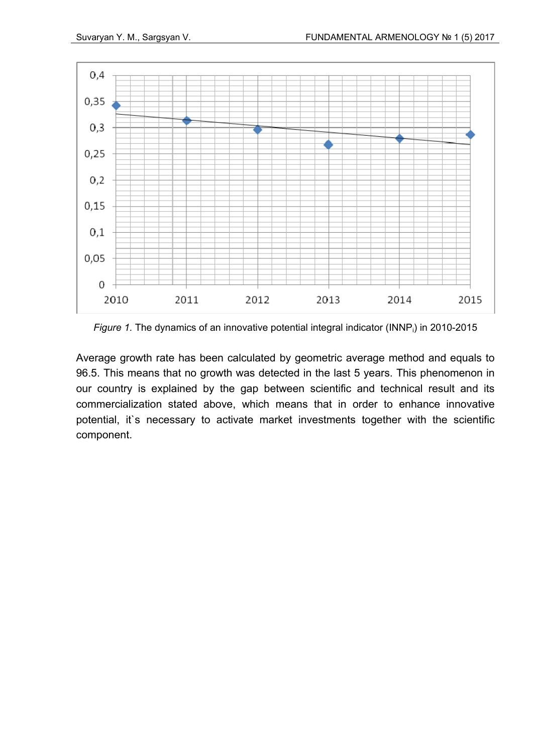0,4
0,35
0,3
0,25
0,2
0,15
0,1
0,05
0

2010 2011 2012 2013 2014 2015

*Figure 1.* The dynamics of an innovative potential integral indicator ($INNP_i$) in 2010-2015

Average growth rate has been calculated by geometric average method and equals to 96.5. This means that no growth was detected in the last 5 years. This phenomenon in our country is explained by the gap between scientific and technical result and its commercialization stated above, which means that in order to enhance innovative potential, it`s necessary to activate market investments together with the scientific component.